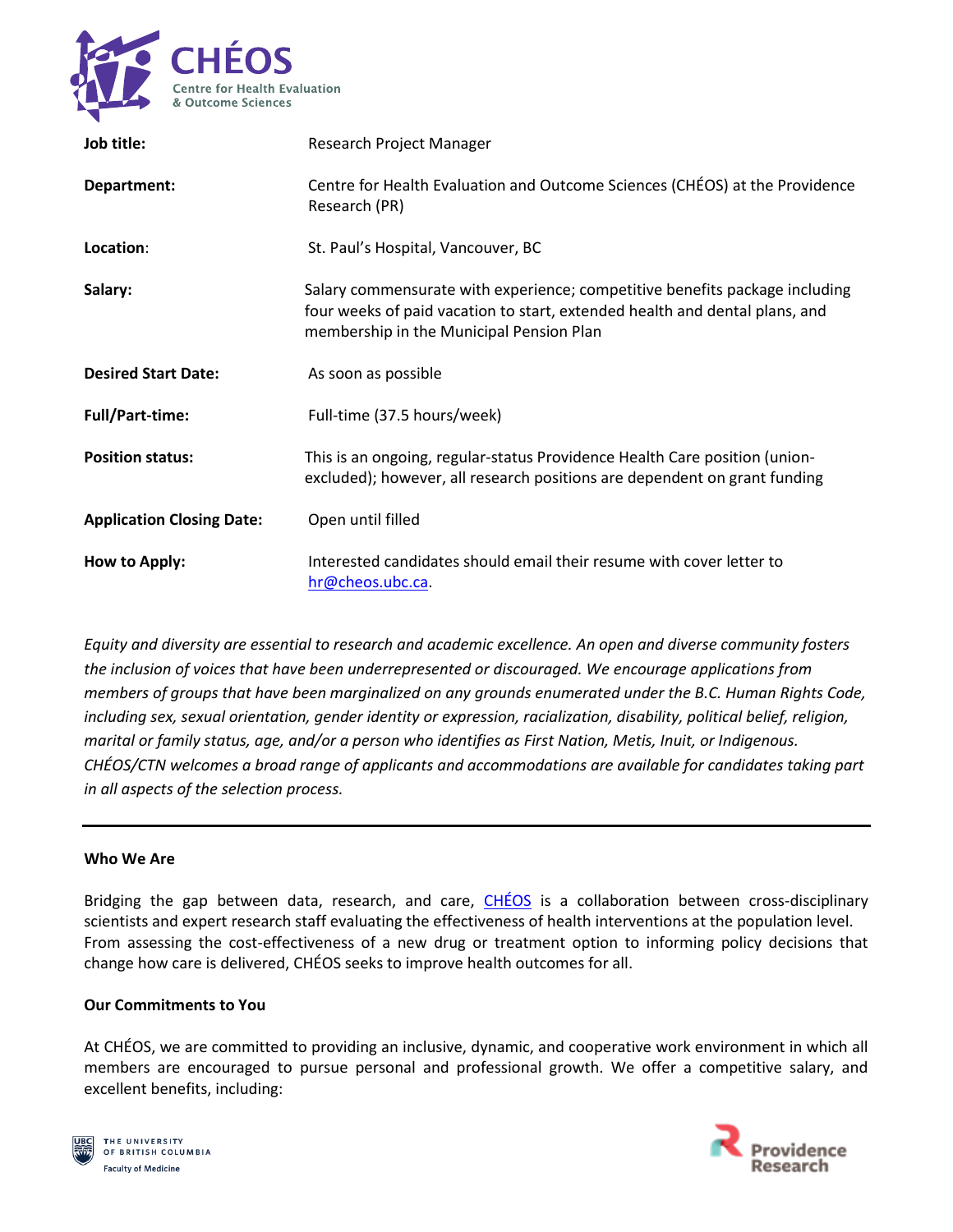| | |
|---|---|
| **Job title:** | Research Project Manager |
| **Department:** | Centre for Health Evaluation and Outcome Sciences (CHÉOS) at the Providence Research (PR) |
| **Location**: | St. Paul's Hospital, Vancouver, BC |
| **Salary:** | Salary commensurate with experience; competitive benefits package including four weeks of paid vacation to start, extended health and dental plans, and membership in the Municipal Pension Plan |
| **Desired Start Date:** | As soon as possible |
| **Full/Part-time:** | Full-time (37.5 hours/week) |
| **Position status:** | This is an ongoing, regular-status Providence Health Care position (union-excluded); however, all research positions are dependent on grant funding |
| **Application Closing Date:** | Open until filled |
| **How to Apply:** | Interested candidates should email their resume with cover letter to hr@cheos.ubc.ca. |

*Equity and diversity are essential to research and academic excellence. An open and diverse community fosters the inclusion of voices that have been underrepresented or discouraged. We encourage applications from members of groups that have been marginalized on any grounds enumerated under the B.C. Human Rights Code, including sex, sexual orientation, gender identity or expression, racialization, disability, political belief, religion, marital or family status, age, and/or a person who identifies as First Nation, Metis, Inuit, or Indigenous. CHÉOS/CTN welcomes a broad range of applicants and accommodations are available for candidates taking part in all aspects of the selection process.*

---

**Who We Are**

Bridging the gap between data, research, and care, CHÉOS is a collaboration between cross-disciplinary scientists and expert research staff evaluating the effectiveness of health interventions at the population level. From assessing the cost-effectiveness of a new drug or treatment option to informing policy decisions that change how care is delivered, CHÉOS seeks to improve health outcomes for all.

**Our Commitments to You**

At CHÉOS, we are committed to providing an inclusive, dynamic, and cooperative work environment in which all members are encouraged to pursue personal and professional growth. We offer a competitive salary, and excellent benefits, including: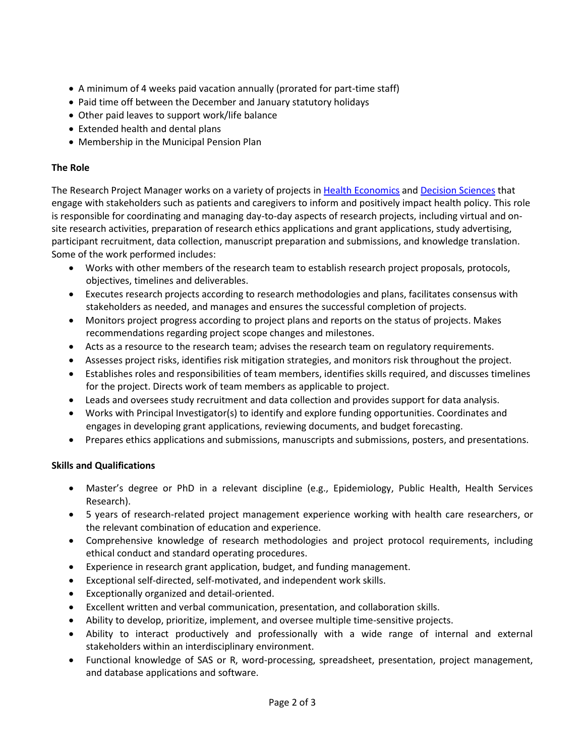- A minimum of 4 weeks paid vacation annually (prorated for part-time staff)
- Paid time off between the December and January statutory holidays
- Other paid leaves to support work/life balance
- Extended health and dental plans
- Membership in the Municipal Pension Plan

**The Role**

The Research Project Manager works on a variety of projects in Health Economics and Decision Sciences that engage with stakeholders such as patients and caregivers to inform and positively impact health policy. This role is responsible for coordinating and managing day-to-day aspects of research projects, including virtual and on-site research activities, preparation of research ethics applications and grant applications, study advertising, participant recruitment, data collection, manuscript preparation and submissions, and knowledge translation. Some of the work performed includes:

- Works with other members of the research team to establish research project proposals, protocols, objectives, timelines and deliverables.
- Executes research projects according to research methodologies and plans, facilitates consensus with stakeholders as needed, and manages and ensures the successful completion of projects.
- Monitors project progress according to project plans and reports on the status of projects. Makes recommendations regarding project scope changes and milestones.
- Acts as a resource to the research team; advises the research team on regulatory requirements.
- Assesses project risks, identifies risk mitigation strategies, and monitors risk throughout the project.
- Establishes roles and responsibilities of team members, identifies skills required, and discusses timelines for the project. Directs work of team members as applicable to project.
- Leads and oversees study recruitment and data collection and provides support for data analysis.
- Works with Principal Investigator(s) to identify and explore funding opportunities. Coordinates and engages in developing grant applications, reviewing documents, and budget forecasting.
- Prepares ethics applications and submissions, manuscripts and submissions, posters, and presentations.

**Skills and Qualifications**

- Master's degree or PhD in a relevant discipline (e.g., Epidemiology, Public Health, Health Services Research).
- 5 years of research-related project management experience working with health care researchers, or the relevant combination of education and experience.
- Comprehensive knowledge of research methodologies and project protocol requirements, including ethical conduct and standard operating procedures.
- Experience in research grant application, budget, and funding management.
- Exceptional self-directed, self-motivated, and independent work skills.
- Exceptionally organized and detail-oriented.
- Excellent written and verbal communication, presentation, and collaboration skills.
- Ability to develop, prioritize, implement, and oversee multiple time-sensitive projects.
- Ability to interact productively and professionally with a wide range of internal and external stakeholders within an interdisciplinary environment.
- Functional knowledge of SAS or R, word-processing, spreadsheet, presentation, project management, and database applications and software.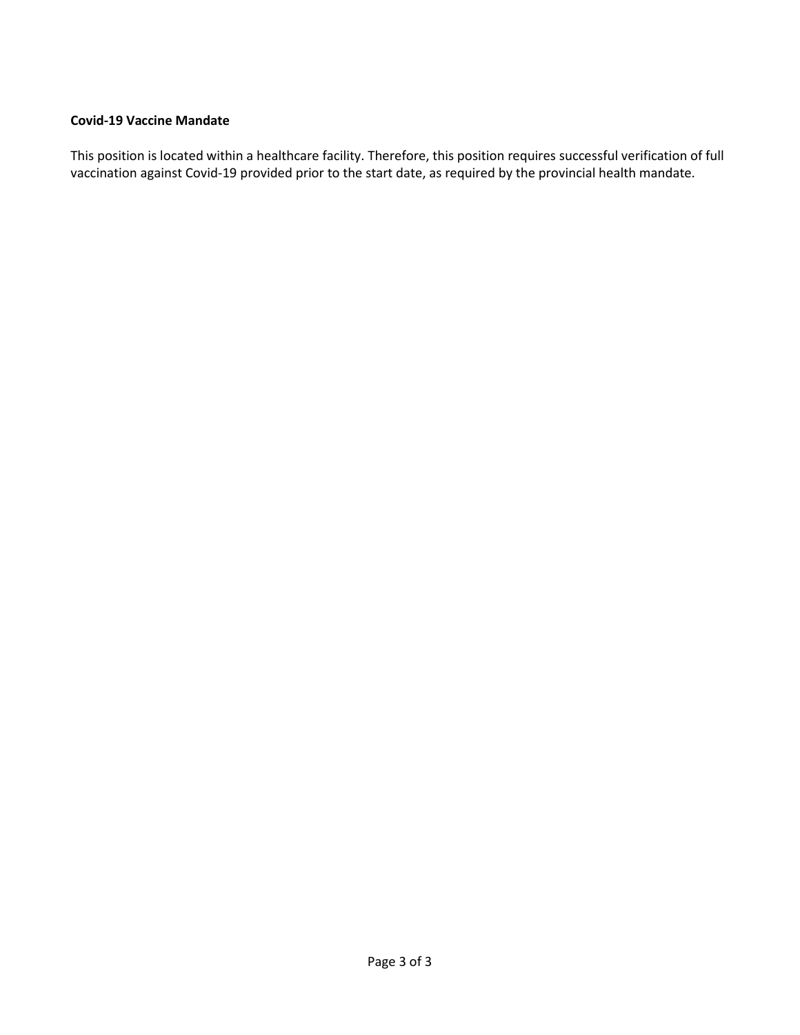**Covid-19 Vaccine Mandate**

This position is located within a healthcare facility. Therefore, this position requires successful verification of full vaccination against Covid-19 provided prior to the start date, as required by the provincial health mandate.